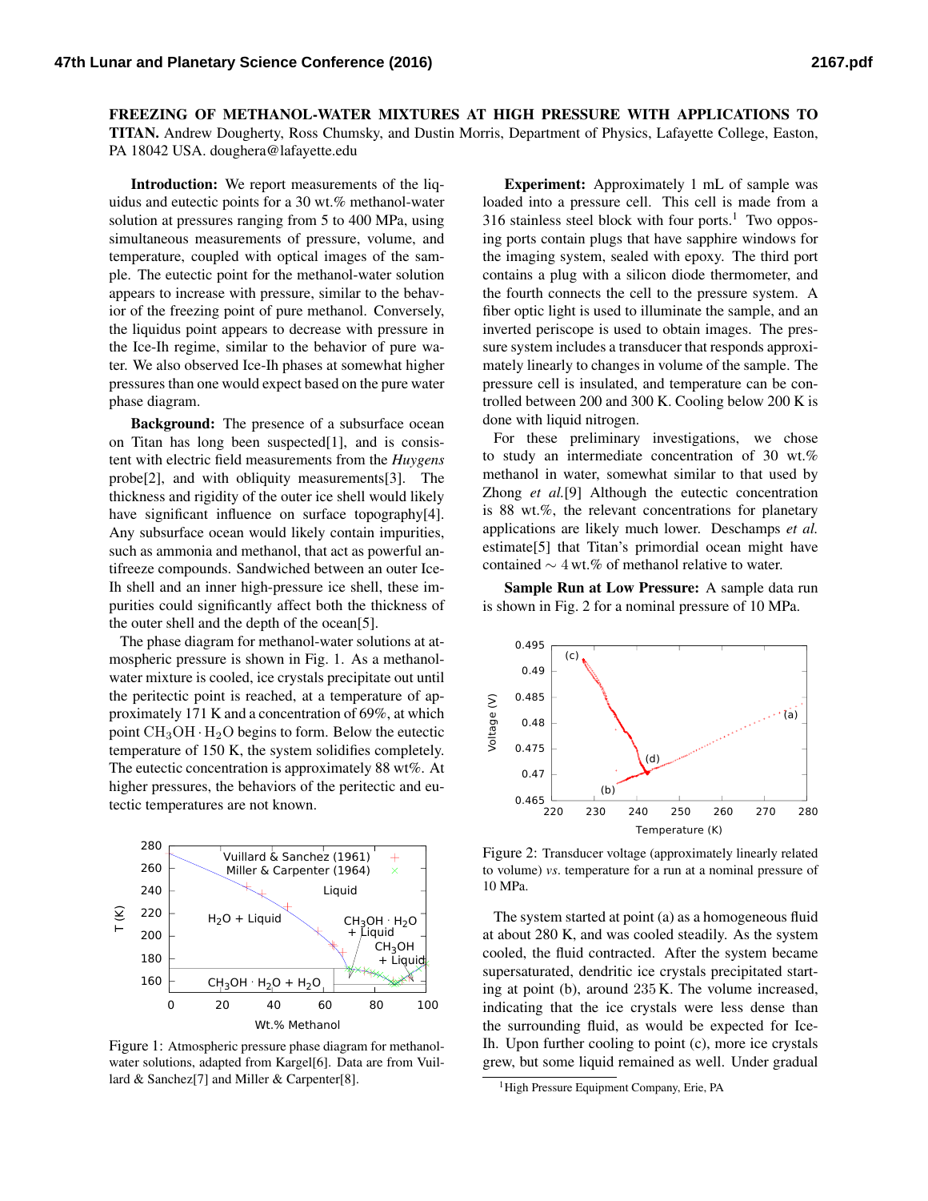**FREEZING OF METHANOL-WATER MIXTURES AT HIGH PRESSURE WITH APPLICATIONS TO TITAN.** Andrew Dougherty, Ross Chumsky, and Dustin Morris, Department of Physics, Lafayette College, Easton, PA 18042 USA. doughera@lafayette.edu

**Introduction:** We report measurements of the liquidus and eutectic points for a 30 wt.% methanol-water solution at pressures ranging from 5 to 400 MPa, using simultaneous measurements of pressure, volume, and temperature, coupled with optical images of the sample. The eutectic point for the methanol-water solution appears to increase with pressure, similar to the behavior of the freezing point of pure methanol. Conversely, the liquidus point appears to decrease with pressure in the Ice-Ih regime, similar to the behavior of pure water. We also observed Ice-Ih phases at somewhat higher pressures than one would expect based on the pure water phase diagram.

**Background:** The presence of a subsurface ocean on Titan has long been suspected[1], and is consistent with electric field measurements from the *Huygens* probe[2], and with obliquity measurements[3]. The thickness and rigidity of the outer ice shell would likely have significant influence on surface topography[4]. Any subsurface ocean would likely contain impurities, such as ammonia and methanol, that act as powerful antifreeze compounds. Sandwiched between an outer Ice-Ih shell and an inner high-pressure ice shell, these impurities could significantly affect both the thickness of the outer shell and the depth of the ocean[5].

The phase diagram for methanol-water solutions at atmospheric pressure is shown in Fig. 1. As a methanol-water mixture is cooled, ice crystals precipitate out until the peritectic point is reached, at a temperature of approximately 171 K and a concentration of 69%, at which point $CH_3OH \cdot H_2O$ begins to form. Below the eutectic temperature of 150 K, the system solidifies completely. The eutectic concentration is approximately 88 wt%. At higher pressures, the behaviors of the peritectic and eutectic temperatures are not known.

Figure 1: Atmospheric pressure phase diagram for methanol-water solutions, adapted from Kargel[6]. Data are from Vuillard & Sanchez[7] and Miller & Carpenter[8].

**Experiment:** Approximately 1 mL of sample was loaded into a pressure cell. This cell is made from a 316 stainless steel block with four ports.[1] Two opposing ports contain plugs that have sapphire windows for the imaging system, sealed with epoxy. The third port contains a plug with a silicon diode thermometer, and the fourth connects the cell to the pressure system. A fiber optic light is used to illuminate the sample, and an inverted periscope is used to obtain images. The pressure system includes a transducer that responds approximately linearly to changes in volume of the sample. The pressure cell is insulated, and temperature can be controlled between 200 and 300 K. Cooling below 200 K is done with liquid nitrogen.

For these preliminary investigations, we chose to study an intermediate concentration of 30 wt.% methanol in water, somewhat similar to that used by Zhong *et al.*[9] Although the eutectic concentration is 88 wt.%, the relevant concentrations for planetary applications are likely much lower. Deschamps *et al.* estimate[5] that Titan's primordial ocean might have contained $\sim 4$ wt.% of methanol relative to water.

**Sample Run at Low Pressure:** A sample data run is shown in Fig. 2 for a nominal pressure of 10 MPa.

Figure 2: Transducer voltage (approximately linearly related to volume) *vs.* temperature for a run at a nominal pressure of 10 MPa.

The system started at point (a) as a homogeneous fluid at about 280 K, and was cooled steadily. As the system cooled, the fluid contracted. After the system became supersaturated, dendritic ice crystals precipitated starting at point (b), around 235 K. The volume increased, indicating that the ice crystals were less dense than the surrounding fluid, as would be expected for Ice-Ih. Upon further cooling to point (c), more ice crystals grew, but some liquid remained as well. Under gradual

[1] High Pressure Equipment Company, Erie, PA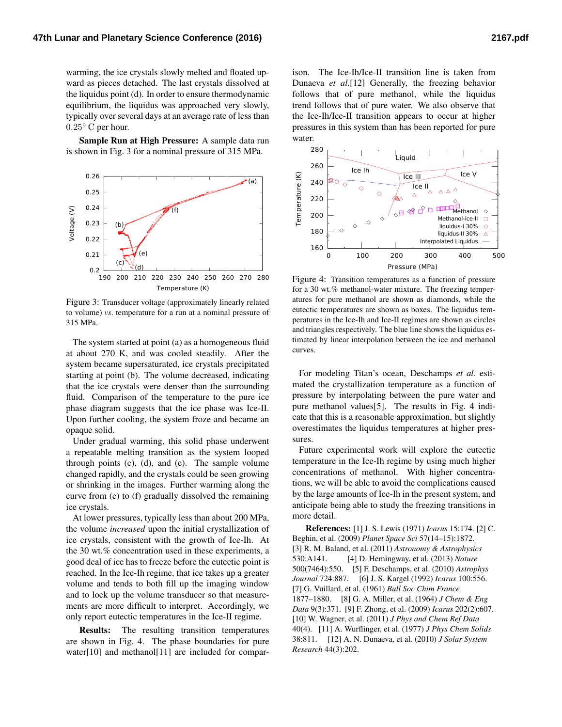warming, the ice crystals slowly melted and floated upward as pieces detached. The last crystals dissolved at the liquidus point (d). In order to ensure thermodynamic equilibrium, the liquidus was approached very slowly, typically over several days at an average rate of less than $0.25^{\circ}$ C per hour.

**Sample Run at High Pressure:** A sample data run is shown in Fig. 3 for a nominal pressure of 315 MPa.

Voltage (V)
0.26
0.25
0.24
0.23
0.22
0.21
0.2
190 200 210 220 230 240 250 260 270 280
Temperature (K)
(a)
(b)
(c)
(d)
(e)
(f)

Figure 3: Transducer voltage (approximately linearly related to volume) *vs*. temperature for a run at a nominal pressure of 315 MPa.

The system started at point (a) as a homogeneous fluid at about 270 K, and was cooled steadily. After the system became supersaturated, ice crystals precipitated starting at point (b). The volume decreased, indicating that the ice crystals were denser than the surrounding fluid. Comparison of the temperature to the pure ice phase diagram suggests that the ice phase was Ice-II. Upon further cooling, the system froze and became an opaque solid.

Under gradual warming, this solid phase underwent a repeatable melting transition as the system looped through points (c), (d), and (e). The sample volume changed rapidly, and the crystals could be seen growing or shrinking in the images. Further warming along the curve from (e) to (f) gradually dissolved the remaining ice crystals.

At lower pressures, typically less than about 200 MPa, the volume *increased* upon the initial crystallization of ice crystals, consistent with the growth of Ice-Ih. At the 30 wt.% concentration used in these experiments, a good deal of ice has to freeze before the eutectic point is reached. In the Ice-Ih regime, that ice takes up a greater volume and tends to both fill up the imaging window and to lock up the volume transducer so that measurements are more difficult to interpret. Accordingly, we only report eutectic temperatures in the Ice-II regime.

**Results:** The resulting transition temperatures are shown in Fig. 4. The phase boundaries for pure water[10] and methanol[11] are included for comparison. The Ice-Ih/Ice-II transition line is taken from Dunaeva *et al.*[12] Generally, the freezing behavior follows that of pure methanol, while the liquidus trend follows that of pure water. We also observe that the Ice-Ih/Ice-II transition appears to occur at higher pressures in this system than has been reported for pure water.

Temperature (K)
280
260
240
220
200
180
160
0 100 200 300 400 500
Pressure (MPa)
Liquid
Ice Ih
Ice III
Ice V
Ice II
Methanol
Methanol-ice-II
liquidus-I 30%
liquidus-II 30%
Interpolated Liquidus

Figure 4: Transition temperatures as a function of pressure for a 30 wt.% methanol-water mixture. The freezing temperatures for pure methanol are shown as diamonds, while the eutectic temperatures are shown as boxes. The liquidus temperatures in the Ice-Ih and Ice-II regimes are shown as circles and triangles respectively. The blue line shows the liquidus estimated by linear interpolation between the ice and methanol curves.

For modeling Titan's ocean, Deschamps *et al.* estimated the crystallization temperature as a function of pressure by interpolating between the pure water and pure methanol values[5]. The results in Fig. 4 indicate that this is a reasonable approximation, but slightly overestimates the liquidus temperatures at higher pressures.

Future experimental work will explore the eutectic temperature in the Ice-Ih regime by using much higher concentrations of methanol. With higher concentrations, we will be able to avoid the complications caused by the large amounts of Ice-Ih in the present system, and anticipate being able to study the freezing transitions in more detail.

**References:** [1] J. S. Lewis (1971) *Icarus* 15:174. [2] C. Beghin, et al. (2009) *Planet Space Sci* 57(14–15):1872. [3] R. M. Baland, et al. (2011) *Astronomy & Astrophysics* 530:A141. [4] D. Hemingway, et al. (2013) *Nature* 500(7464):550. [5] F. Deschamps, et al. (2010) *Astrophys Journal* 724:887. [6] J. S. Kargel (1992) *Icarus* 100:556. [7] G. Vuillard, et al. (1961) *Bull Soc Chim France* 1877–1880. [8] G. A. Miller, et al. (1964) *J Chem & Eng Data* 9(3):371. [9] F. Zhong, et al. (2009) *Icarus* 202(2):607. [10] W. Wagner, et al. (2011) *J Phys and Chem Ref Data* 40(4). [11] A. Wurflinger, et al. (1977) *J Phys Chem Solids* 38:811. [12] A. N. Dunaeva, et al. (2010) *J Solar System Research* 44(3):202.